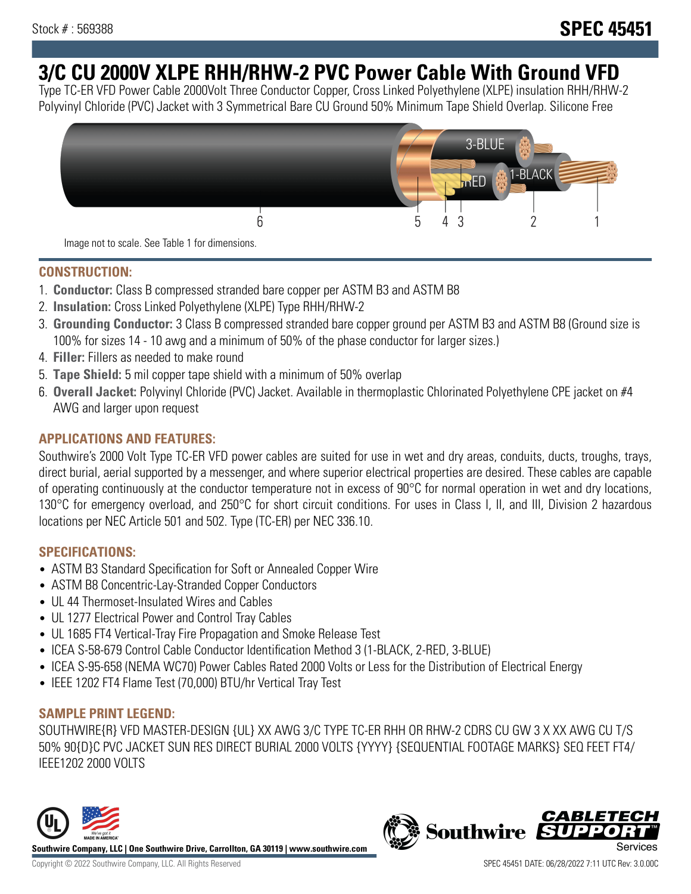Stock # : 569388

# SPEC 45451

## 3/C CU 2000V XLPE RHH/RHW-2 PVC Power Cable With Ground VFD

Type TC-ER VFD Power Cable 2000Volt Three Conductor Copper, Cross Linked Polyethylene (XLPE) insulation RHH/RHW-2 Polyvinyl Chloride (PVC) Jacket with 3 Symmetrical Bare CU Ground 50% Minimum Tape Shield Overlap. Silicone Free

Image not to scale. See Table 1 for dimensions.

### CONSTRUCTION:

1. **Conductor:** Class B compressed stranded bare copper per ASTM B3 and ASTM B8
2. **Insulation:** Cross Linked Polyethylene (XLPE) Type RHH/RHW-2
3. **Grounding Conductor:** 3 Class B compressed stranded bare copper ground per ASTM B3 and ASTM B8 (Ground size is 100% for sizes 14 - 10 awg and a minimum of 50% of the phase conductor for larger sizes.)
4. **Filler:** Fillers as needed to make round
5. **Tape Shield:** 5 mil copper tape shield with a minimum of 50% overlap
6. **Overall Jacket:** Polyvinyl Chloride (PVC) Jacket. Available in thermoplastic Chlorinated Polyethylene CPE jacket on #4 AWG and larger upon request

### APPLICATIONS AND FEATURES:

Southwire's 2000 Volt Type TC-ER VFD power cables are suited for use in wet and dry areas, conduits, ducts, troughs, trays, direct burial, aerial supported by a messenger, and where superior electrical properties are desired. These cables are capable of operating continuously at the conductor temperature not in excess of 90°C for normal operation in wet and dry locations, 130°C for emergency overload, and 250°C for short circuit conditions. For uses in Class I, II, and III, Division 2 hazardous locations per NEC Article 501 and 502. Type (TC-ER) per NEC 336.10.

### SPECIFICATIONS:

- ASTM B3 Standard Specification for Soft or Annealed Copper Wire
- ASTM B8 Concentric-Lay-Stranded Copper Conductors
- UL 44 Thermoset-Insulated Wires and Cables
- UL 1277 Electrical Power and Control Tray Cables
- UL 1685 FT4 Vertical-Tray Fire Propagation and Smoke Release Test
- ICEA S-58-679 Control Cable Conductor Identification Method 3 (1-BLACK, 2-RED, 3-BLUE)
- ICEA S-95-658 (NEMA WC70) Power Cables Rated 2000 Volts or Less for the Distribution of Electrical Energy
- IEEE 1202 FT4 Flame Test (70,000) BTU/hr Vertical Tray Test

### SAMPLE PRINT LEGEND:

SOUTHWIRE{R} VFD MASTER-DESIGN {UL} XX AWG 3/C TYPE TC-ER RHH OR RHW-2 CDRS CU GW 3 X XX AWG CU T/S 50% 90{D}C PVC JACKET SUN RES DIRECT BURIAL 2000 VOLTS {YYYY} {SEQUENTIAL FOOTAGE MARKS} SEQ FEET FT4/ IEEE1202 2000 VOLTS

**Southwire Company, LLC | One Southwire Drive, Carrollton, GA 30119 | www.southwire.com**

Copyright © 2022 Southwire Company, LLC. All Rights Reserved

SPEC 45451 DATE: 06/28/2022 7:11 UTC Rev: 3.0.00C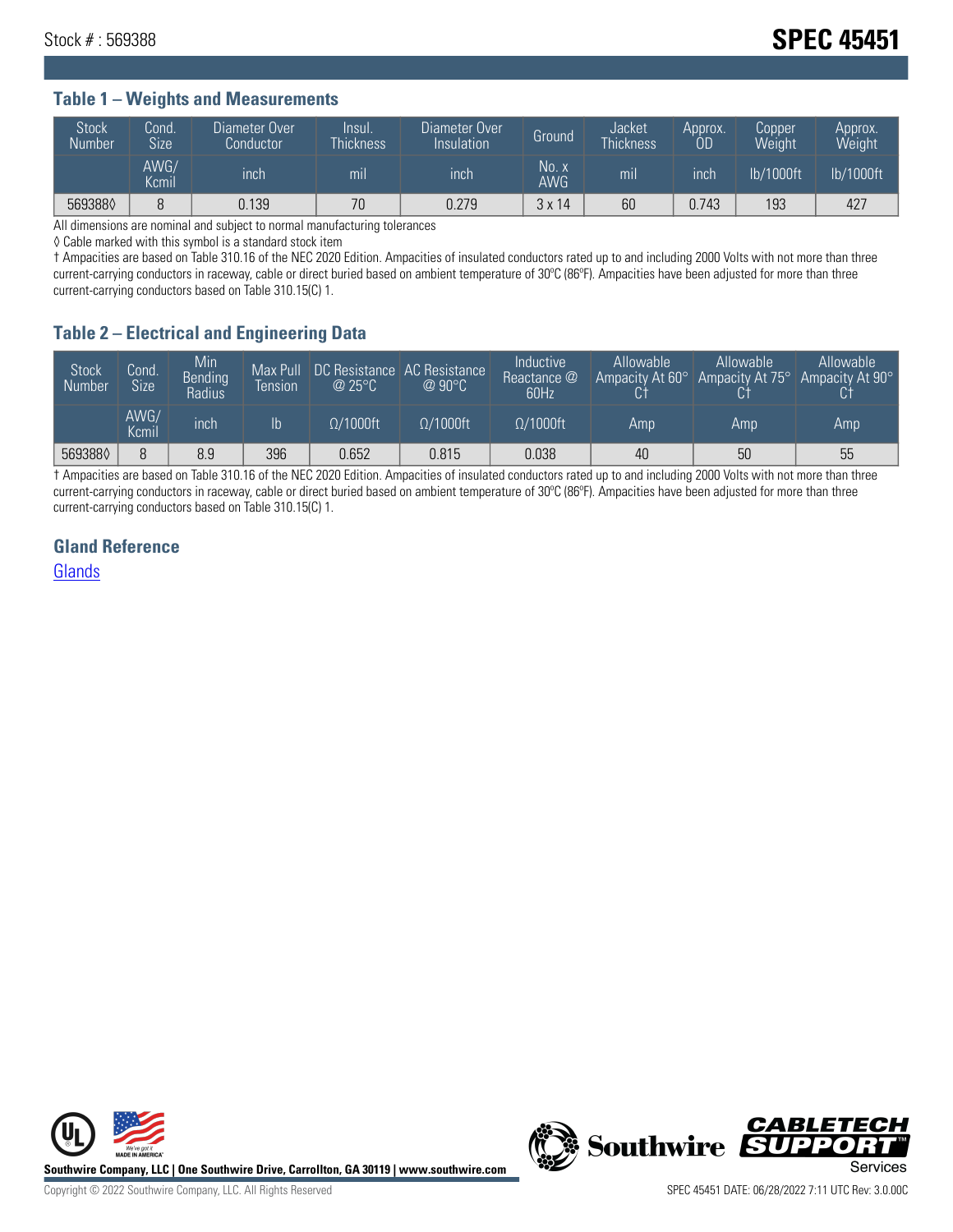Stock # : 569388

# SPEC 45451

## Table 1 – Weights and Measurements

| Stock Number | Cond. Size | Diameter Over Conductor | Insul. Thickness | Diameter Over Insulation | Ground | Jacket Thickness | Approx. OD | Copper Weight | Approx. Weight |
|---|---|---|---|---|---|---|---|---|---|
| | AWG/ Kcmil | inch | mil | inch | No. x AWG | mil | inch | lb/1000ft | lb/1000ft |
| 569388◊ | 8 | 0.139 | 70 | 0.279 | 3 x 14 | 60 | 0.743 | 193 | 427 |

All dimensions are nominal and subject to normal manufacturing tolerances

◊ Cable marked with this symbol is a standard stock item

† Ampacities are based on Table 310.16 of the NEC 2020 Edition. Ampacities of insulated conductors rated up to and including 2000 Volts with not more than three current-carrying conductors in raceway, cable or direct buried based on ambient temperature of 30ºC (86ºF). Ampacities have been adjusted for more than three current-carrying conductors based on Table 310.15(C) 1.

## Table 2 – Electrical and Engineering Data

| Stock Number | Cond. Size | Min Bending Radius | Max Pull Tension | DC Resistance @ 25°C | AC Resistance @ 90°C | Inductive Reactance @ 60Hz | Allowable Ampacity At 60° C† | Allowable Ampacity At 75° C† | Allowable Ampacity At 90° C† |
|---|---|---|---|---|---|---|---|---|---|
| | AWG/ Kcmil | inch | lb | Ω/1000ft | Ω/1000ft | Ω/1000ft | Amp | Amp | Amp |
| 569388◊ | 8 | 8.9 | 396 | 0.652 | 0.815 | 0.038 | 40 | 50 | 55 |

† Ampacities are based on Table 310.16 of the NEC 2020 Edition. Ampacities of insulated conductors rated up to and including 2000 Volts with not more than three current-carrying conductors in raceway, cable or direct buried based on ambient temperature of 30ºC (86ºF). Ampacities have been adjusted for more than three current-carrying conductors based on Table 310.15(C) 1.

## Gland Reference

Glands

Southwire Company, LLC | One Southwire Drive, Carrollton, GA 30119 | www.southwire.com

Copyright © 2022 Southwire Company, LLC. All Rights Reserved

SPEC 45451 DATE: 06/28/2022 7:11 UTC Rev: 3.0.00C